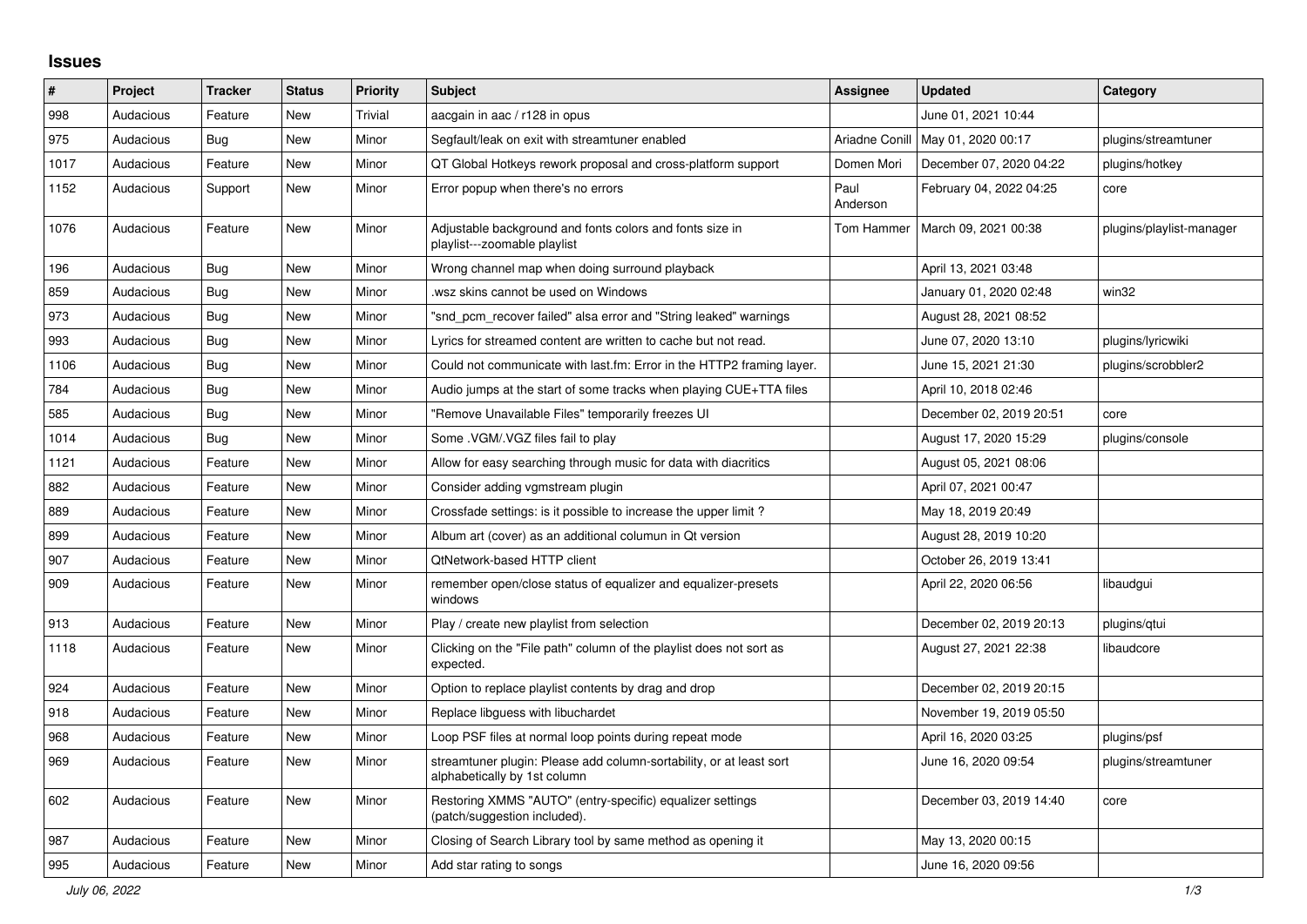# Issues

| # | Project | Tracker | Status | Priority | Subject | Assignee | Updated | Category |
|---|---|---|---|---|---|---|---|---|
| 998 | Audacious | Feature | New | Trivial | aacgain in aac / r128 in opus | | June 01, 2021 10:44 | |
| 975 | Audacious | Bug | New | Minor | Segfault/leak on exit with streamtuner enabled | Ariadne Conill | May 01, 2020 00:17 | plugins/streamtuner |
| 1017 | Audacious | Feature | New | Minor | QT Global Hotkeys rework proposal and cross-platform support | Domen Mori | December 07, 2020 04:22 | plugins/hotkey |
| 1152 | Audacious | Support | New | Minor | Error popup when there's no errors | Paul Anderson | February 04, 2022 04:25 | core |
| 1076 | Audacious | Feature | New | Minor | Adjustable background and fonts colors and fonts size in playlist---zoomable playlist | Tom Hammer | March 09, 2021 00:38 | plugins/playlist-manager |
| 196 | Audacious | Bug | New | Minor | Wrong channel map when doing surround playback | | April 13, 2021 03:48 | |
| 859 | Audacious | Bug | New | Minor | .wsz skins cannot be used on Windows | | January 01, 2020 02:48 | win32 |
| 973 | Audacious | Bug | New | Minor | "snd_pcm_recover failed" alsa error and "String leaked" warnings | | August 28, 2021 08:52 | |
| 993 | Audacious | Bug | New | Minor | Lyrics for streamed content are written to cache but not read. | | June 07, 2020 13:10 | plugins/lyricwiki |
| 1106 | Audacious | Bug | New | Minor | Could not communicate with last.fm: Error in the HTTP2 framing layer. | | June 15, 2021 21:30 | plugins/scrobbler2 |
| 784 | Audacious | Bug | New | Minor | Audio jumps at the start of some tracks when playing CUE+TTA files | | April 10, 2018 02:46 | |
| 585 | Audacious | Bug | New | Minor | "Remove Unavailable Files" temporarily freezes UI | | December 02, 2019 20:51 | core |
| 1014 | Audacious | Bug | New | Minor | Some .VGM/.VGZ files fail to play | | August 17, 2020 15:29 | plugins/console |
| 1121 | Audacious | Feature | New | Minor | Allow for easy searching through music for data with diacritics | | August 05, 2021 08:06 | |
| 882 | Audacious | Feature | New | Minor | Consider adding vgmstream plugin | | April 07, 2021 00:47 | |
| 889 | Audacious | Feature | New | Minor | Crossfade settings: is it possible to increase the upper limit ? | | May 18, 2019 20:49 | |
| 899 | Audacious | Feature | New | Minor | Album art (cover) as an additional columun in Qt version | | August 28, 2019 10:20 | |
| 907 | Audacious | Feature | New | Minor | QtNetwork-based HTTP client | | October 26, 2019 13:41 | |
| 909 | Audacious | Feature | New | Minor | remember open/close status of equalizer and equalizer-presets windows | | April 22, 2020 06:56 | libaudgui |
| 913 | Audacious | Feature | New | Minor | Play / create new playlist from selection | | December 02, 2019 20:13 | plugins/qtui |
| 1118 | Audacious | Feature | New | Minor | Clicking on the "File path" column of the playlist does not sort as expected. | | August 27, 2021 22:38 | libaudcore |
| 924 | Audacious | Feature | New | Minor | Option to replace playlist contents by drag and drop | | December 02, 2019 20:15 | |
| 918 | Audacious | Feature | New | Minor | Replace libguess with libuchardet | | November 19, 2019 05:50 | |
| 968 | Audacious | Feature | New | Minor | Loop PSF files at normal loop points during repeat mode | | April 16, 2020 03:25 | plugins/psf |
| 969 | Audacious | Feature | New | Minor | streamtuner plugin: Please add column-sortability, or at least sort alphabetically by 1st column | | June 16, 2020 09:54 | plugins/streamtuner |
| 602 | Audacious | Feature | New | Minor | Restoring XMMS "AUTO" (entry-specific) equalizer settings (patch/suggestion included). | | December 03, 2019 14:40 | core |
| 987 | Audacious | Feature | New | Minor | Closing of Search Library tool by same method as opening it | | May 13, 2020 00:15 | |
| 995 | Audacious | Feature | New | Minor | Add star rating to songs | | June 16, 2020 09:56 | |

*July 06, 2022*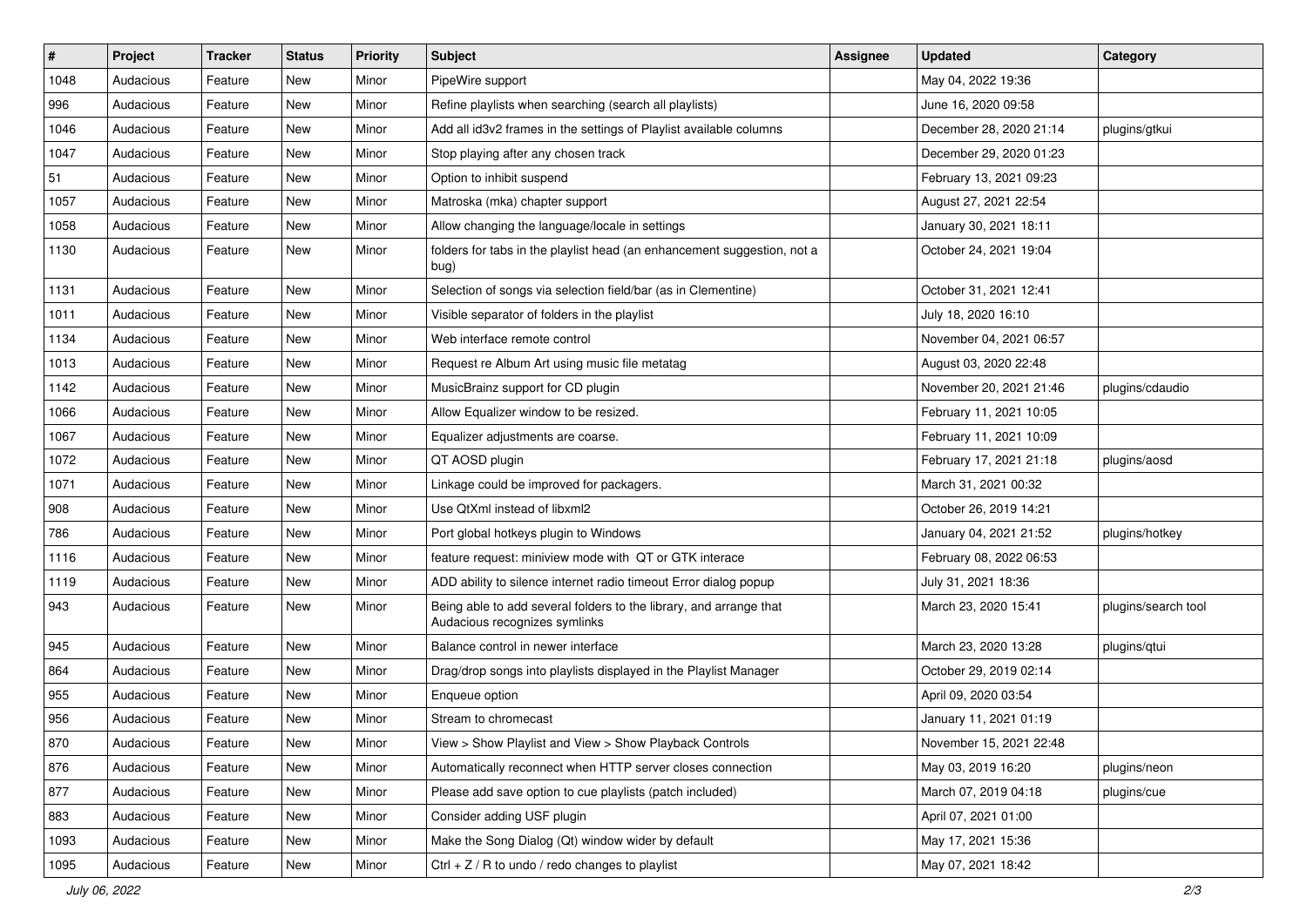| # | Project | Tracker | Status | Priority | Subject | Assignee | Updated | Category |
|---|---|---|---|---|---|---|---|---|
| 1048 | Audacious | Feature | New | Minor | PipeWire support | | May 04, 2022 19:36 | |
| 996 | Audacious | Feature | New | Minor | Refine playlists when searching (search all playlists) | | June 16, 2020 09:58 | |
| 1046 | Audacious | Feature | New | Minor | Add all id3v2 frames in the settings of Playlist available columns | | December 28, 2020 21:14 | plugins/gtkui |
| 1047 | Audacious | Feature | New | Minor | Stop playing after any chosen track | | December 29, 2020 01:23 | |
| 51 | Audacious | Feature | New | Minor | Option to inhibit suspend | | February 13, 2021 09:23 | |
| 1057 | Audacious | Feature | New | Minor | Matroska (mka) chapter support | | August 27, 2021 22:54 | |
| 1058 | Audacious | Feature | New | Minor | Allow changing the language/locale in settings | | January 30, 2021 18:11 | |
| 1130 | Audacious | Feature | New | Minor | folders for tabs in the playlist head (an enhancement suggestion, not a bug) | | October 24, 2021 19:04 | |
| 1131 | Audacious | Feature | New | Minor | Selection of songs via selection field/bar (as in Clementine) | | October 31, 2021 12:41 | |
| 1011 | Audacious | Feature | New | Minor | Visible separator of folders in the playlist | | July 18, 2020 16:10 | |
| 1134 | Audacious | Feature | New | Minor | Web interface remote control | | November 04, 2021 06:57 | |
| 1013 | Audacious | Feature | New | Minor | Request re Album Art using music file metatag | | August 03, 2020 22:48 | |
| 1142 | Audacious | Feature | New | Minor | MusicBrainz support for CD plugin | | November 20, 2021 21:46 | plugins/cdaudio |
| 1066 | Audacious | Feature | New | Minor | Allow Equalizer window to be resized. | | February 11, 2021 10:05 | |
| 1067 | Audacious | Feature | New | Minor | Equalizer adjustments are coarse. | | February 11, 2021 10:09 | |
| 1072 | Audacious | Feature | New | Minor | QT AOSD plugin | | February 17, 2021 21:18 | plugins/aosd |
| 1071 | Audacious | Feature | New | Minor | Linkage could be improved for packagers. | | March 31, 2021 00:32 | |
| 908 | Audacious | Feature | New | Minor | Use QtXml instead of libxml2 | | October 26, 2019 14:21 | |
| 786 | Audacious | Feature | New | Minor | Port global hotkeys plugin to Windows | | January 04, 2021 21:52 | plugins/hotkey |
| 1116 | Audacious | Feature | New | Minor | feature request: miniview mode with QT or GTK interace | | February 08, 2022 06:53 | |
| 1119 | Audacious | Feature | New | Minor | ADD ability to silence internet radio timeout Error dialog popup | | July 31, 2021 18:36 | |
| 943 | Audacious | Feature | New | Minor | Being able to add several folders to the library, and arrange that Audacious recognizes symlinks | | March 23, 2020 15:41 | plugins/search tool |
| 945 | Audacious | Feature | New | Minor | Balance control in newer interface | | March 23, 2020 13:28 | plugins/qtui |
| 864 | Audacious | Feature | New | Minor | Drag/drop songs into playlists displayed in the Playlist Manager | | October 29, 2019 02:14 | |
| 955 | Audacious | Feature | New | Minor | Enqueue option | | April 09, 2020 03:54 | |
| 956 | Audacious | Feature | New | Minor | Stream to chromecast | | January 11, 2021 01:19 | |
| 870 | Audacious | Feature | New | Minor | View > Show Playlist and View > Show Playback Controls | | November 15, 2021 22:48 | |
| 876 | Audacious | Feature | New | Minor | Automatically reconnect when HTTP server closes connection | | May 03, 2019 16:20 | plugins/neon |
| 877 | Audacious | Feature | New | Minor | Please add save option to cue playlists (patch included) | | March 07, 2019 04:18 | plugins/cue |
| 883 | Audacious | Feature | New | Minor | Consider adding USF plugin | | April 07, 2021 01:00 | |
| 1093 | Audacious | Feature | New | Minor | Make the Song Dialog (Qt) window wider by default | | May 17, 2021 15:36 | |
| 1095 | Audacious | Feature | New | Minor | Ctrl + Z / R to undo / redo changes to playlist | | May 07, 2021 18:42 | |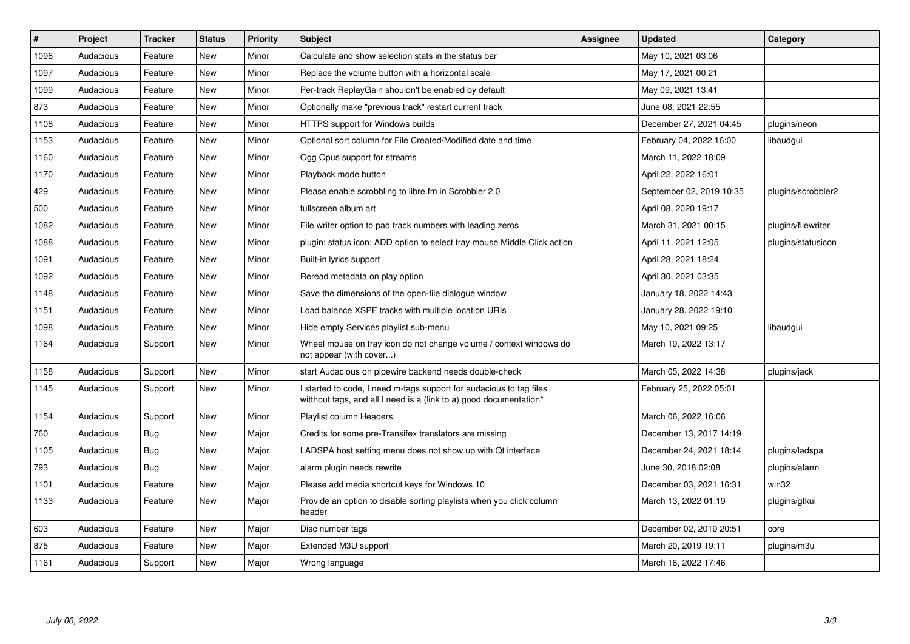| # | Project | Tracker | Status | Priority | Subject | Assignee | Updated | Category |
|---|---|---|---|---|---|---|---|---|
| 1096 | Audacious | Feature | New | Minor | Calculate and show selection stats in the status bar | | May 10, 2021 03:06 | |
| 1097 | Audacious | Feature | New | Minor | Replace the volume button with a horizontal scale | | May 17, 2021 00:21 | |
| 1099 | Audacious | Feature | New | Minor | Per-track ReplayGain shouldn't be enabled by default | | May 09, 2021 13:41 | |
| 873 | Audacious | Feature | New | Minor | Optionally make "previous track" restart current track | | June 08, 2021 22:55 | |
| 1108 | Audacious | Feature | New | Minor | HTTPS support for Windows builds | | December 27, 2021 04:45 | plugins/neon |
| 1153 | Audacious | Feature | New | Minor | Optional sort column for File Created/Modified date and time | | February 04, 2022 16:00 | libaudgui |
| 1160 | Audacious | Feature | New | Minor | Ogg Opus support for streams | | March 11, 2022 18:09 | |
| 1170 | Audacious | Feature | New | Minor | Playback mode button | | April 22, 2022 16:01 | |
| 429 | Audacious | Feature | New | Minor | Please enable scrobbling to libre.fm in Scrobbler 2.0 | | September 02, 2019 10:35 | plugins/scrobbler2 |
| 500 | Audacious | Feature | New | Minor | fullscreen album art | | April 08, 2020 19:17 | |
| 1082 | Audacious | Feature | New | Minor | File writer option to pad track numbers with leading zeros | | March 31, 2021 00:15 | plugins/filewriter |
| 1088 | Audacious | Feature | New | Minor | plugin: status icon: ADD option to select tray mouse Middle Click action | | April 11, 2021 12:05 | plugins/statusicon |
| 1091 | Audacious | Feature | New | Minor | Built-in lyrics support | | April 28, 2021 18:24 | |
| 1092 | Audacious | Feature | New | Minor | Reread metadata on play option | | April 30, 2021 03:35 | |
| 1148 | Audacious | Feature | New | Minor | Save the dimensions of the open-file dialogue window | | January 18, 2022 14:43 | |
| 1151 | Audacious | Feature | New | Minor | Load balance XSPF tracks with multiple location URIs | | January 28, 2022 19:10 | |
| 1098 | Audacious | Feature | New | Minor | Hide empty Services playlist sub-menu | | May 10, 2021 09:25 | libaudgui |
| 1164 | Audacious | Support | New | Minor | Wheel mouse on tray icon do not change volume / context windows do not appear (with cover...) | | March 19, 2022 13:17 | |
| 1158 | Audacious | Support | New | Minor | start Audacious on pipewire backend needs double-check | | March 05, 2022 14:38 | plugins/jack |
| 1145 | Audacious | Support | New | Minor | I started to code, I need m-tags support for audacious to tag files witthout tags, and all I need is a (link to a) good documentation* | | February 25, 2022 05:01 | |
| 1154 | Audacious | Support | New | Minor | Playlist column Headers | | March 06, 2022 16:06 | |
| 760 | Audacious | Bug | New | Major | Credits for some pre-Transifex translators are missing | | December 13, 2017 14:19 | |
| 1105 | Audacious | Bug | New | Major | LADSPA host setting menu does not show up with Qt interface | | December 24, 2021 18:14 | plugins/ladspa |
| 793 | Audacious | Bug | New | Major | alarm plugin needs rewrite | | June 30, 2018 02:08 | plugins/alarm |
| 1101 | Audacious | Feature | New | Major | Please add media shortcut keys for Windows 10 | | December 03, 2021 16:31 | win32 |
| 1133 | Audacious | Feature | New | Major | Provide an option to disable sorting playlists when you click column header | | March 13, 2022 01:19 | plugins/gtkui |
| 603 | Audacious | Feature | New | Major | Disc number tags | | December 02, 2019 20:51 | core |
| 875 | Audacious | Feature | New | Major | Extended M3U support | | March 20, 2019 19:11 | plugins/m3u |
| 1161 | Audacious | Support | New | Major | Wrong language | | March 16, 2022 17:46 | |

*July 06, 2022*